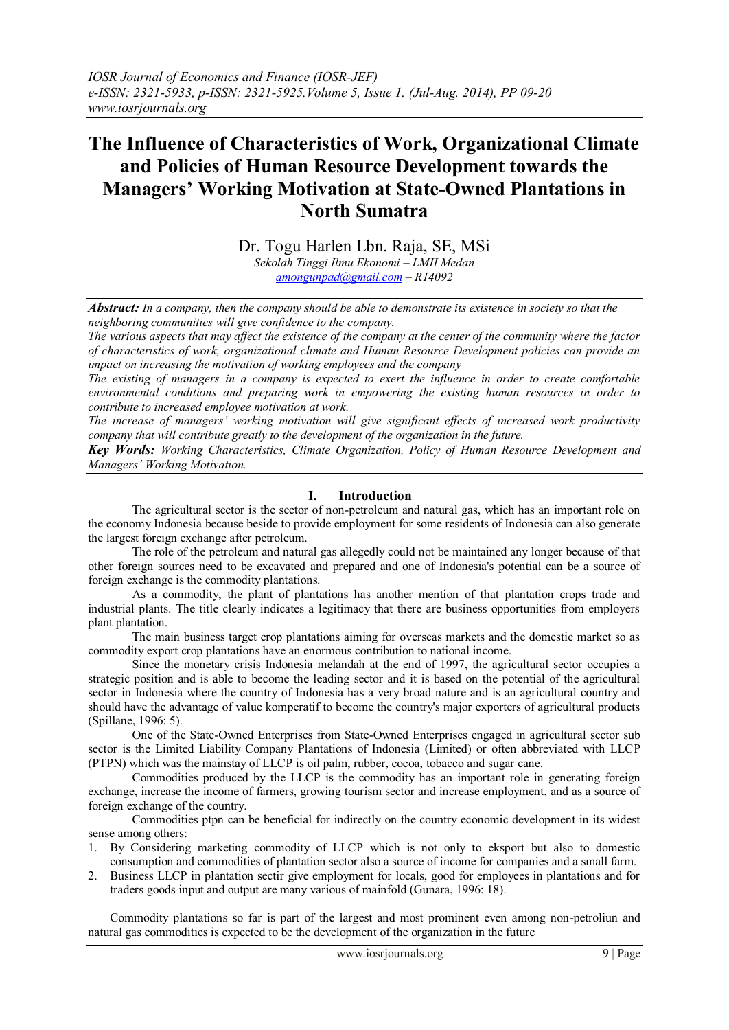# The Influence of Characteristics of Work, Organizational Climate and Policies of Human Resource Development towards the Managers' Working Motivation at State-Owned Plantations in North Sumatra

Dr. Togu Harlen Lbn. Raja, SE, MSi

*Sekolah Tinggi Ilmu Ekonomi – LMII Medan*

*amongunpad@gmail.com – R14092*

***Abstract:*** *In a company, then the company should be able to demonstrate its existence in society so that the neighboring communities will give confidence to the company.*

*The various aspects that may affect the existence of the company at the center of the community where the factor of characteristics of work, organizational climate and Human Resource Development policies can provide an impact on increasing the motivation of working employees and the company*

*The existing of managers in a company is expected to exert the influence in order to create comfortable environmental conditions and preparing work in empowering the existing human resources in order to contribute to increased employee motivation at work.*

*The increase of managers' working motivation will give significant effects of increased work productivity company that will contribute greatly to the development of the organization in the future.*

***Key Words:*** *Working Characteristics, Climate Organization, Policy of Human Resource Development and Managers' Working Motivation.*

## I. Introduction

The agricultural sector is the sector of non-petroleum and natural gas, which has an important role on the economy Indonesia because beside to provide employment for some residents of Indonesia can also generate the largest foreign exchange after petroleum.

The role of the petroleum and natural gas allegedly could not be maintained any longer because of that other foreign sources need to be excavated and prepared and one of Indonesia's potential can be a source of foreign exchange is the commodity plantations.

As a commodity, the plant of plantations has another mention of that plantation crops trade and industrial plants. The title clearly indicates a legitimacy that there are business opportunities from employers plant plantation.

The main business target crop plantations aiming for overseas markets and the domestic market so as commodity export crop plantations have an enormous contribution to national income.

Since the monetary crisis Indonesia melandah at the end of 1997, the agricultural sector occupies a strategic position and is able to become the leading sector and it is based on the potential of the agricultural sector in Indonesia where the country of Indonesia has a very broad nature and is an agricultural country and should have the advantage of value komperatif to become the country's major exporters of agricultural products (Spillane, 1996: 5).

One of the State-Owned Enterprises from State-Owned Enterprises engaged in agricultural sector sub sector is the Limited Liability Company Plantations of Indonesia (Limited) or often abbreviated with LLCP (PTPN) which was the mainstay of LLCP is oil palm, rubber, cocoa, tobacco and sugar cane.

Commodities produced by the LLCP is the commodity has an important role in generating foreign exchange, increase the income of farmers, growing tourism sector and increase employment, and as a source of foreign exchange of the country.

Commodities ptpn can be beneficial for indirectly on the country economic development in its widest sense among others:

1. By Considering marketing commodity of LLCP which is not only to eksport but also to domestic consumption and commodities of plantation sector also a source of income for companies and a small farm.
2. Business LLCP in plantation sectir give employment for locals, good for employees in plantations and for traders goods input and output are many various of mainfold (Gunara, 1996: 18).

Commodity plantations so far is part of the largest and most prominent even among non-petroliun and natural gas commodities is expected to be the development of the organization in the future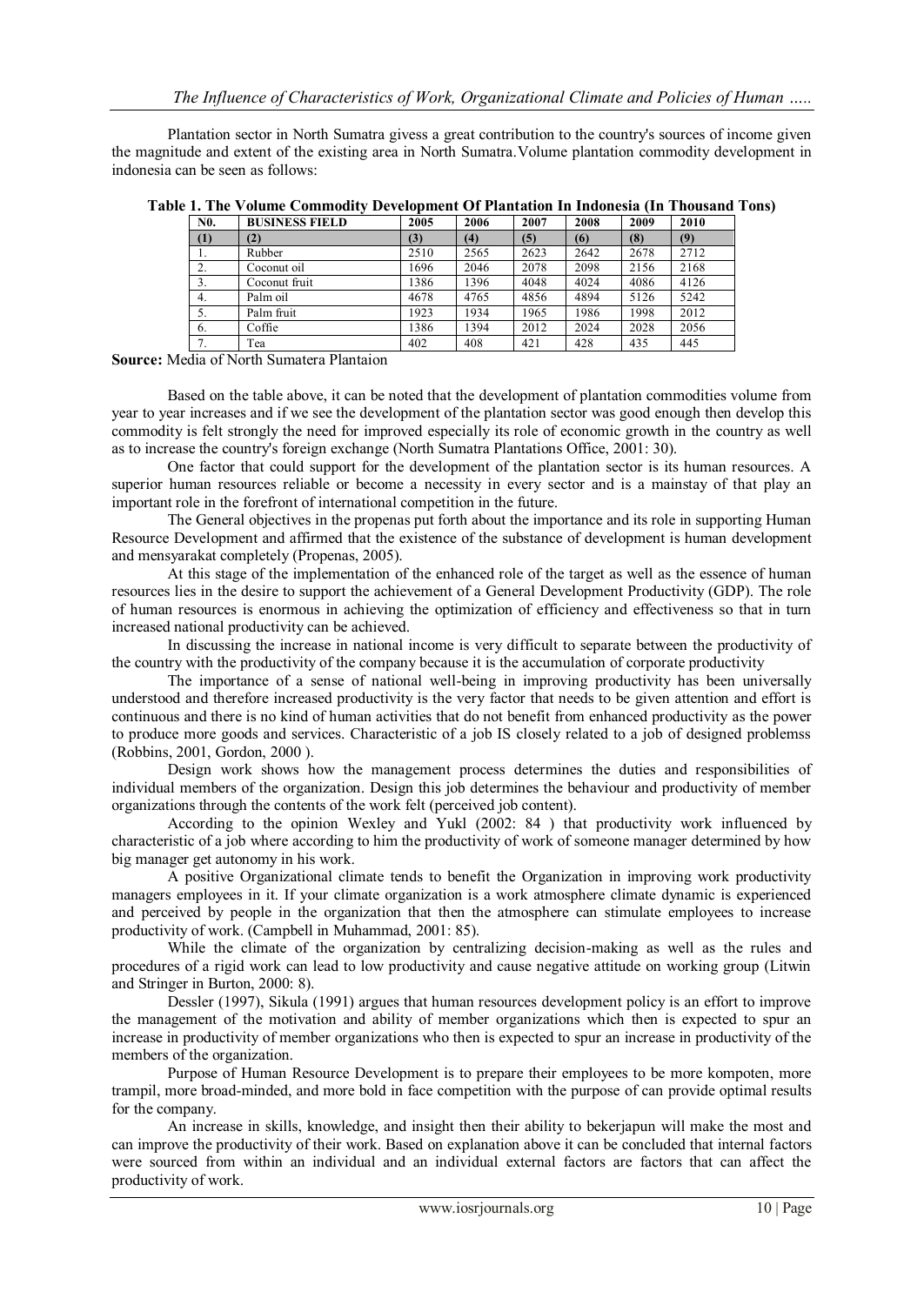Plantation sector in North Sumatra givess a great contribution to the country's sources of income given the magnitude and extent of the existing area in North Sumatra.Volume plantation commodity development in indonesia can be seen as follows:

**Table 1. The Volume Commodity Development Of Plantation In Indonesia (In Thousand Tons)**

| N0. | BUSINESS FIELD | 2005 | 2006 | 2007 | 2008 | 2009 | 2010 |
|---|---|---|---|---|---|---|---|
| (1) | (2) | (3) | (4) | (5) | (6) | (8) | (9) |
| 1. | Rubber | 2510 | 2565 | 2623 | 2642 | 2678 | 2712 |
| 2. | Coconut oil | 1696 | 2046 | 2078 | 2098 | 2156 | 2168 |
| 3. | Coconut fruit | 1386 | 1396 | 4048 | 4024 | 4086 | 4126 |
| 4. | Palm oil | 4678 | 4765 | 4856 | 4894 | 5126 | 5242 |
| 5. | Palm fruit | 1923 | 1934 | 1965 | 1986 | 1998 | 2012 |
| 6. | Coffie | 1386 | 1394 | 2012 | 2024 | 2028 | 2056 |
| 7. | Tea | 402 | 408 | 421 | 428 | 435 | 445 |

**Source:** Media of North Sumatera Plantaion

Based on the table above, it can be noted that the development of plantation commodities volume from year to year increases and if we see the development of the plantation sector was good enough then develop this commodity is felt strongly the need for improved especially its role of economic growth in the country as well as to increase the country's foreign exchange (North Sumatra Plantations Office, 2001: 30).

One factor that could support for the development of the plantation sector is its human resources. A superior human resources reliable or become a necessity in every sector and is a mainstay of that play an important role in the forefront of international competition in the future.

The General objectives in the propenas put forth about the importance and its role in supporting Human Resource Development and affirmed that the existence of the substance of development is human development and mensyarakat completely (Propenas, 2005).

At this stage of the implementation of the enhanced role of the target as well as the essence of human resources lies in the desire to support the achievement of a General Development Productivity (GDP). The role of human resources is enormous in achieving the optimization of efficiency and effectiveness so that in turn increased national productivity can be achieved.

In discussing the increase in national income is very difficult to separate between the productivity of the country with the productivity of the company because it is the accumulation of corporate productivity

The importance of a sense of national well-being in improving productivity has been universally understood and therefore increased productivity is the very factor that needs to be given attention and effort is continuous and there is no kind of human activities that do not benefit from enhanced productivity as the power to produce more goods and services. Characteristic of a job IS closely related to a job of designed problemss (Robbins, 2001, Gordon, 2000 ).

Design work shows how the management process determines the duties and responsibilities of individual members of the organization. Design this job determines the behaviour and productivity of member organizations through the contents of the work felt (perceived job content).

According to the opinion Wexley and Yukl (2002: 84 ) that productivity work influenced by characteristic of a job where according to him the productivity of work of someone manager determined by how big manager get autonomy in his work.

A positive Organizational climate tends to benefit the Organization in improving work productivity managers employees in it. If your climate organization is a work atmosphere climate dynamic is experienced and perceived by people in the organization that then the atmosphere can stimulate employees to increase productivity of work. (Campbell in Muhammad, 2001: 85).

While the climate of the organization by centralizing decision-making as well as the rules and procedures of a rigid work can lead to low productivity and cause negative attitude on working group (Litwin and Stringer in Burton, 2000: 8).

Dessler (1997), Sikula (1991) argues that human resources development policy is an effort to improve the management of the motivation and ability of member organizations which then is expected to spur an increase in productivity of member organizations who then is expected to spur an increase in productivity of the members of the organization.

Purpose of Human Resource Development is to prepare their employees to be more kompoten, more trampil, more broad-minded, and more bold in face competition with the purpose of can provide optimal results for the company.

An increase in skills, knowledge, and insight then their ability to bekerjapun will make the most and can improve the productivity of their work. Based on explanation above it can be concluded that internal factors were sourced from within an individual and an individual external factors are factors that can affect the productivity of work.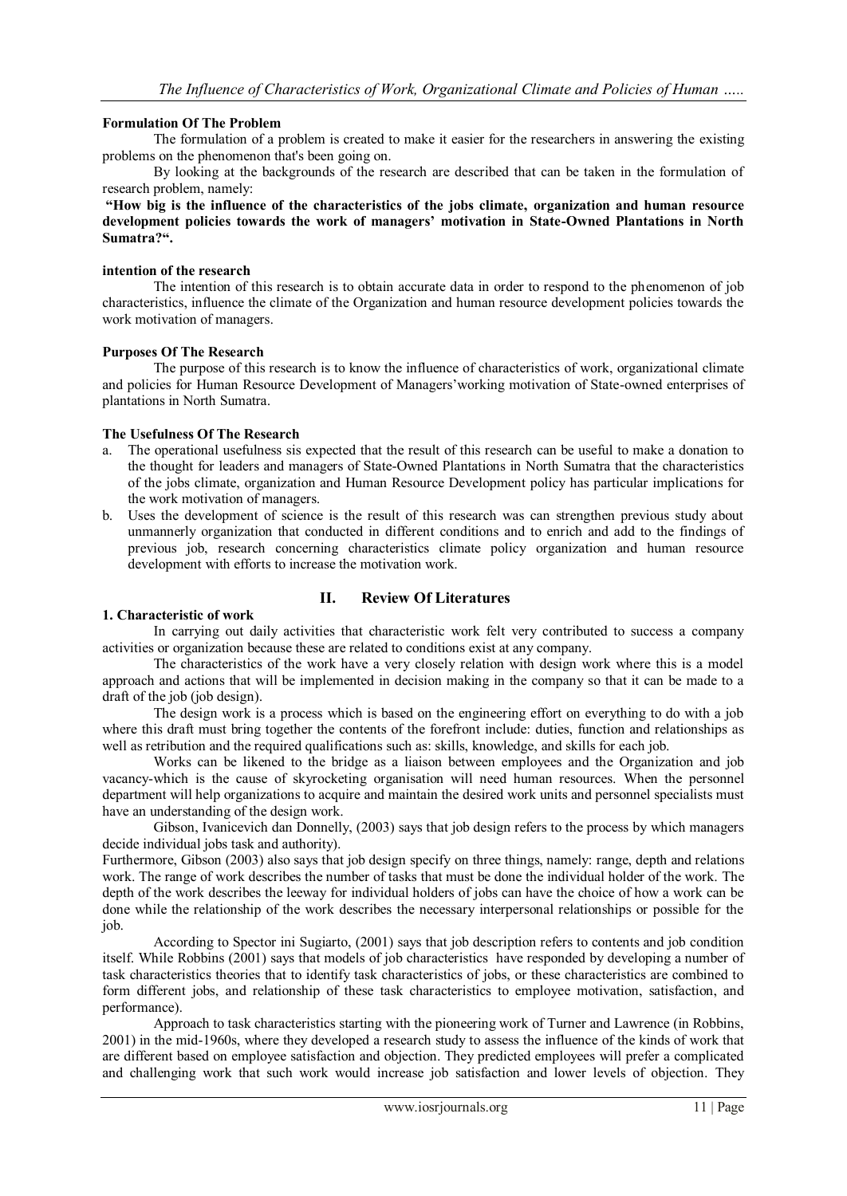**Formulation Of The Problem**

The formulation of a problem is created to make it easier for the researchers in answering the existing problems on the phenomenon that's been going on.

By looking at the backgrounds of the research are described that can be taken in the formulation of research problem, namely:

**"How big is the influence of the characteristics of the jobs climate, organization and human resource development policies towards the work of managers' motivation in State-Owned Plantations in North Sumatra?".**

**intention of the research**

The intention of this research is to obtain accurate data in order to respond to the phenomenon of job characteristics, influence the climate of the Organization and human resource development policies towards the work motivation of managers.

**Purposes Of The Research**

The purpose of this research is to know the influence of characteristics of work, organizational climate and policies for Human Resource Development of Managers'working motivation of State-owned enterprises of plantations in North Sumatra.

**The Usefulness Of The Research**

a. The operational usefulness sis expected that the result of this research can be useful to make a donation to the thought for leaders and managers of State-Owned Plantations in North Sumatra that the characteristics of the jobs climate, organization and Human Resource Development policy has particular implications for the work motivation of managers.
b. Uses the development of science is the result of this research was can strengthen previous study about unmannerly organization that conducted in different conditions and to enrich and add to the findings of previous job, research concerning characteristics climate policy organization and human resource development with efforts to increase the motivation work.

## II. Review Of Literatures

**1. Characteristic of work**

In carrying out daily activities that characteristic work felt very contributed to success a company activities or organization because these are related to conditions exist at any company.

The characteristics of the work have a very closely relation with design work where this is a model approach and actions that will be implemented in decision making in the company so that it can be made to a draft of the job (job design).

The design work is a process which is based on the engineering effort on everything to do with a job where this draft must bring together the contents of the forefront include: duties, function and relationships as well as retribution and the required qualifications such as: skills, knowledge, and skills for each job.

Works can be likened to the bridge as a liaison between employees and the Organization and job vacancy-which is the cause of skyrocketing organisation will need human resources. When the personnel department will help organizations to acquire and maintain the desired work units and personnel specialists must have an understanding of the design work.

Gibson, Ivanicevich dan Donnelly, (2003) says that job design refers to the process by which managers decide individual jobs task and authority).

Furthermore, Gibson (2003) also says that job design specify on three things, namely: range, depth and relations work. The range of work describes the number of tasks that must be done the individual holder of the work. The depth of the work describes the leeway for individual holders of jobs can have the choice of how a work can be done while the relationship of the work describes the necessary interpersonal relationships or possible for the job.

According to Spector ini Sugiarto, (2001) says that job description refers to contents and job condition itself. While Robbins (2001) says that models of job characteristics have responded by developing a number of task characteristics theories that to identify task characteristics of jobs, or these characteristics are combined to form different jobs, and relationship of these task characteristics to employee motivation, satisfaction, and performance).

Approach to task characteristics starting with the pioneering work of Turner and Lawrence (in Robbins, 2001) in the mid-1960s, where they developed a research study to assess the influence of the kinds of work that are different based on employee satisfaction and objection. They predicted employees will prefer a complicated and challenging work that such work would increase job satisfaction and lower levels of objection. They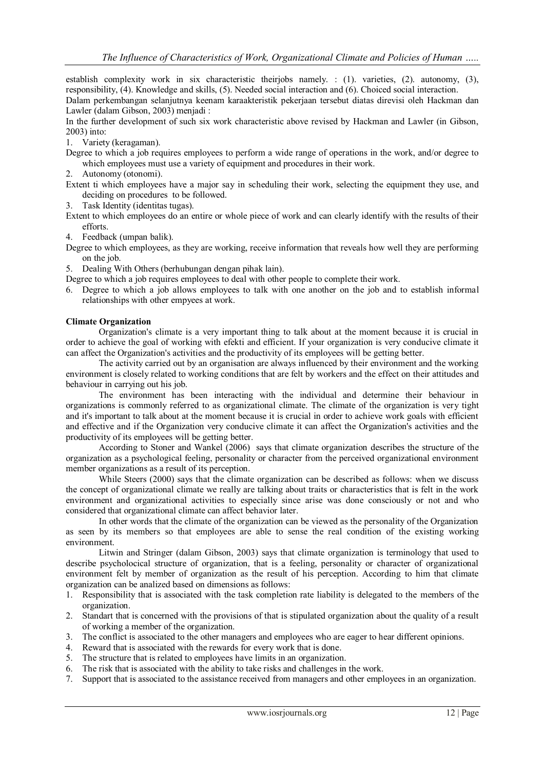establish complexity work in six characteristic theirjobs namely. : (1). varieties, (2). autonomy, (3), responsibility, (4). Knowledge and skills, (5). Needed social interaction and (6). Choiced social interaction.

Dalam perkembangan selanjutnya keenam karaakteristik pekerjaan tersebut diatas direvisi oleh Hackman dan Lawler (dalam Gibson, 2003) menjadi :

In the further development of such six work characteristic above revised by Hackman and Lawler (in Gibson, 2003) into:

1. Variety (keragaman).
   Degree to which a job requires employees to perform a wide range of operations in the work, and/or degree to which employees must use a variety of equipment and procedures in their work.
2. Autonomy (otonomi).
   Extent ti which employees have a major say in scheduling their work, selecting the equipment they use, and deciding on procedures to be followed.
3. Task Identity (identitas tugas).
   Extent to which employees do an entire or whole piece of work and can clearly identify with the results of their efforts.
4. Feedback (umpan balik).
   Degree to which employees, as they are working, receive information that reveals how well they are performing on the job.
5. Dealing With Others (berhubungan dengan pihak lain).
   Degree to which a job requires employees to deal with other people to complete their work.
6. Degree to which a job allows employees to talk with one another on the job and to establish informal relationships with other empyees at work.

**Climate Organization**

Organization's climate is a very important thing to talk about at the moment because it is crucial in order to achieve the goal of working with efekti and efficient. If your organization is very conducive climate it can affect the Organization's activities and the productivity of its employees will be getting better.

The activity carried out by an organisation are always influenced by their environment and the working environment is closely related to working conditions that are felt by workers and the effect on their attitudes and behaviour in carrying out his job.

The environment has been interacting with the individual and determine their behaviour in organizations is commonly referred to as organizational climate. The climate of the organization is very tight and it's important to talk about at the moment because it is crucial in order to achieve work goals with efficient and effective and if the Organization very conducive climate it can affect the Organization's activities and the productivity of its employees will be getting better.

According to Stoner and Wankel (2006) says that climate organization describes the structure of the organization as a psychological feeling, personality or character from the perceived organizational environment member organizations as a result of its perception.

While Steers (2000) says that the climate organization can be described as follows: when we discuss the concept of organizational climate we really are talking about traits or characteristics that is felt in the work environment and organizational activities to especially since arise was done consciously or not and who considered that organizational climate can affect behavior later.

In other words that the climate of the organization can be viewed as the personality of the Organization as seen by its members so that employees are able to sense the real condition of the existing working environment.

Litwin and Stringer (dalam Gibson, 2003) says that climate organization is terminology that used to describe psycholocical structure of organization, that is a feeling, personality or character of organizational environment felt by member of organization as the result of his perception. According to him that climate organization can be analized based on dimensions as follows:

1. Responsibility that is associated with the task completion rate liability is delegated to the members of the organization.
2. Standart that is concerned with the provisions of that is stipulated organization about the quality of a result of working a member of the organization.
3. The conflict is associated to the other managers and employees who are eager to hear different opinions.
4. Reward that is associated with the rewards for every work that is done.
5. The structure that is related to employees have limits in an organization.
6. The risk that is associated with the ability to take risks and challenges in the work.
7. Support that is associated to the assistance received from managers and other employees in an organization.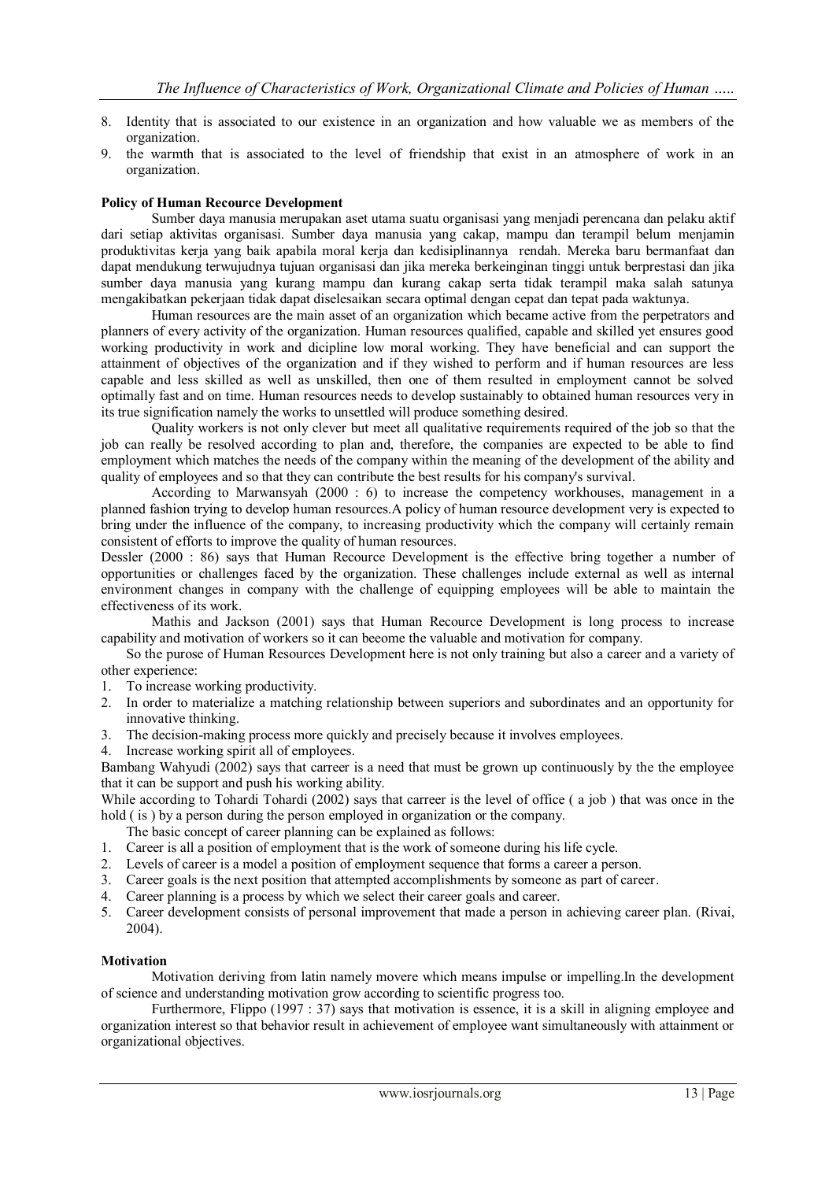8. Identity that is associated to our existence in an organization and how valuable we as members of the organization.
9. the warmth that is associated to the level of friendship that exist in an atmosphere of work in an organization.

**Policy of Human Recource Development**

Sumber daya manusia merupakan aset utama suatu organisasi yang menjadi perencana dan pelaku aktif dari setiap aktivitas organisasi. Sumber daya manusia yang cakap, mampu dan terampil belum menjamin produktivitas kerja yang baik apabila moral kerja dan kedisiplinannya rendah. Mereka baru bermanfaat dan dapat mendukung terwujudnya tujuan organisasi dan jika mereka berkeinginan tinggi untuk berprestasi dan jika sumber daya manusia yang kurang mampu dan kurang cakap serta tidak terampil maka salah satunya mengakibatkan pekerjaan tidak dapat diselesaikan secara optimal dengan cepat dan tepat pada waktunya.

Human resources are the main asset of an organization which became active from the perpetrators and planners of every activity of the organization. Human resources qualified, capable and skilled yet ensures good working productivity in work and dicipline low moral working. They have beneficial and can support the attainment of objectives of the organization and if they wished to perform and if human resources are less capable and less skilled as well as unskilled, then one of them resulted in employment cannot be solved optimally fast and on time. Human resources needs to develop sustainably to obtained human resources very in its true signification namely the works to unsettled will produce something desired.

Quality workers is not only clever but meet all qualitative requirements required of the job so that the job can really be resolved according to plan and, therefore, the companies are expected to be able to find employment which matches the needs of the company within the meaning of the development of the ability and quality of employees and so that they can contribute the best results for his company's survival.

According to Marwansyah (2000 : 6) to increase the competency workhouses, management in a planned fashion trying to develop human resources.A policy of human resource development very is expected to bring under the influence of the company, to increasing productivity which the company will certainly remain consistent of efforts to improve the quality of human resources.

Dessler (2000 : 86) says that Human Recource Development is the effective bring together a number of opportunities or challenges faced by the organization. These challenges include external as well as internal environment changes in company with the challenge of equipping employees will be able to maintain the effectiveness of its work.

Mathis and Jackson (2001) says that Human Recource Development is long process to increase capability and motivation of workers so it can beeome the valuable and motivation for company.

So the purose of Human Resources Development here is not only training but also a career and a variety of other experience:

1. To increase working productivity.
2. In order to materialize a matching relationship between superiors and subordinates and an opportunity for innovative thinking.
3. The decision-making process more quickly and precisely because it involves employees.
4. Increase working spirit all of employees.

Bambang Wahyudi (2002) says that carreer is a need that must be grown up continuously by the the employee that it can be support and push his working ability.

While according to Tohardi Tohardi (2002) says that carreer is the level of office ( a job ) that was once in the hold ( is ) by a person during the person employed in organization or the company.

The basic concept of career planning can be explained as follows:

1. Career is all a position of employment that is the work of someone during his life cycle.
2. Levels of career is a model a position of employment sequence that forms a career a person.
3. Career goals is the next position that attempted accomplishments by someone as part of career.
4. Career planning is a process by which we select their career goals and career.
5. Career development consists of personal improvement that made a person in achieving career plan. (Rivai, 2004).

**Motivation**

Motivation deriving from latin namely movere which means impulse or impelling.In the development of science and understanding motivation grow according to scientific progress too.

Furthermore, Flippo (1997 : 37) says that motivation is essence, it is a skill in aligning employee and organization interest so that behavior result in achievement of employee want simultaneously with attainment or organizational objectives.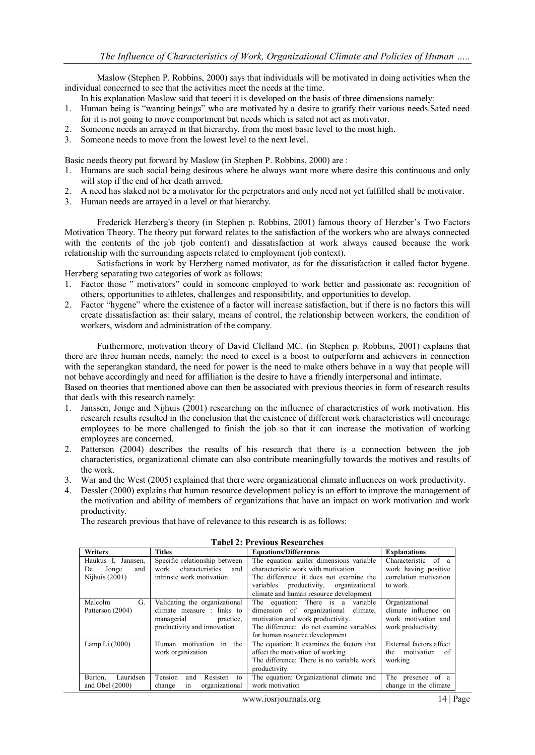Maslow (Stephen P. Robbins, 2000) says that individuals will be motivated in doing activities when the individual concerned to see that the activities meet the needs at the time.

In his explanation Maslow said that teoeri it is developed on the basis of three dimensions namely:

1. Human being is "wanting beings" who are motivated by a desire to gratify their various needs.Sated need for it is not going to move comportment but needs which is sated not act as motivator.
2. Someone needs an arrayed in that hierarchy, from the most basic level to the most high.
3. Someone needs to move from the lowest level to the next level.

Basic needs theory put forward by Maslow (in Stephen P. Robbins, 2000) are :

1. Humans are such social being desirous where he always want more where desire this continuous and only will stop if the end of her death arrived.
2. A need has slaked not be a motivator for the perpetrators and only need not yet fulfilled shall be motivator.
3. Human needs are arrayed in a level or that hierarchy.

Frederick Herzberg's theory (in Stephen p. Robbins, 2001) famous theory of Herzber's Two Factors Motivation Theory. The theory put forward relates to the satisfaction of the workers who are always connected with the contents of the job (job content) and dissatisfaction at work always caused because the work relationship with the surrounding aspects related to employment (job context).

Satisfactions in work by Herzberg named motivator, as for the dissatisfaction it called factor hygene. Herzberg separating two categories of work as follows:

1. Factor those " motivators" could in someone employed to work better and passionate as: recognition of others, opportunities to athletes, challenges and responsibility, and opportunities to develop.
2. Factor "hygene" where the existence of a factor will increase satisfaction, but if there is no factors this will create dissatisfaction as: their salary, means of control, the relationship between workers, the condition of workers, wisdom and administration of the company.

Furthermore, motivation theory of David Clelland MC. (in Stephen p. Robbins, 2001) explains that there are three human needs, namely: the need to excel is a boost to outperform and achievers in connection with the seperangkan standard, the need for power is the need to make others behave in a way that people will not behave accordingly and need for affiliation is the desire to have a friendly interpersonal and intimate.

Based on theories that mentioned above can then be associated with previous theories in form of research results that deals with this research namely:

1. Janssen, Jonge and Nijhuis (2001) researching on the influence of characteristics of work motivation. His research results resulted in the conclusion that the existence of different work characteristics will encourage employees to be more challenged to finish the job so that it can increase the motivation of working employees are concerned.
2. Patterson (2004) describes the results of his research that there is a connection between the job characteristics, organizational climate can also contribute meaningfully towards the motives and results of the work.
3. War and the West (2005) explained that there were organizational climate influences on work productivity.
4. Dessler (2000) explains that human resource development policy is an effort to improve the management of the motivation and ability of members of organizations that have an impact on work motivation and work productivity.

The research previous that have of relevance to this research is as follows:

**Tabel 2: Previous Researches**

| Writers | Titles | Equations/Differences | Explanations |
|---|---|---|---|
| Haukus I, Jannsen, De Jonge and Nijhuis (2001) | Specific relationship between work characteristics and intrinsic work motivation | The equation: guiler dimensions variable characteristic work with motivation. The difference: it does not examine the variables productivity, organizational climate and human resource development | Characteristic of a work having positive correlation motivation to work. |
| Malcolm G. Patterson (2004) | Validating the organizational climate measure : links to managerial practice, productivity and innovation | The equation: There is a variable dimension of organizational climate, motivation and work productivity. The difference: do not examine variables for human resource development | Organizational climate influence on work motivation and work productivity |
| Lamp Li (2000) | Human motivation in the work organization | The equation: It examines the factors that affect the motivation of working The difference: There is no variable work productivity. | External factors affect the motivation of working |
| Burton, Lauridsen and Obel (2000) | Tension and Resisten to change in organizational | The equation: Organizational climate and work motivation | The presence of a change in the climate |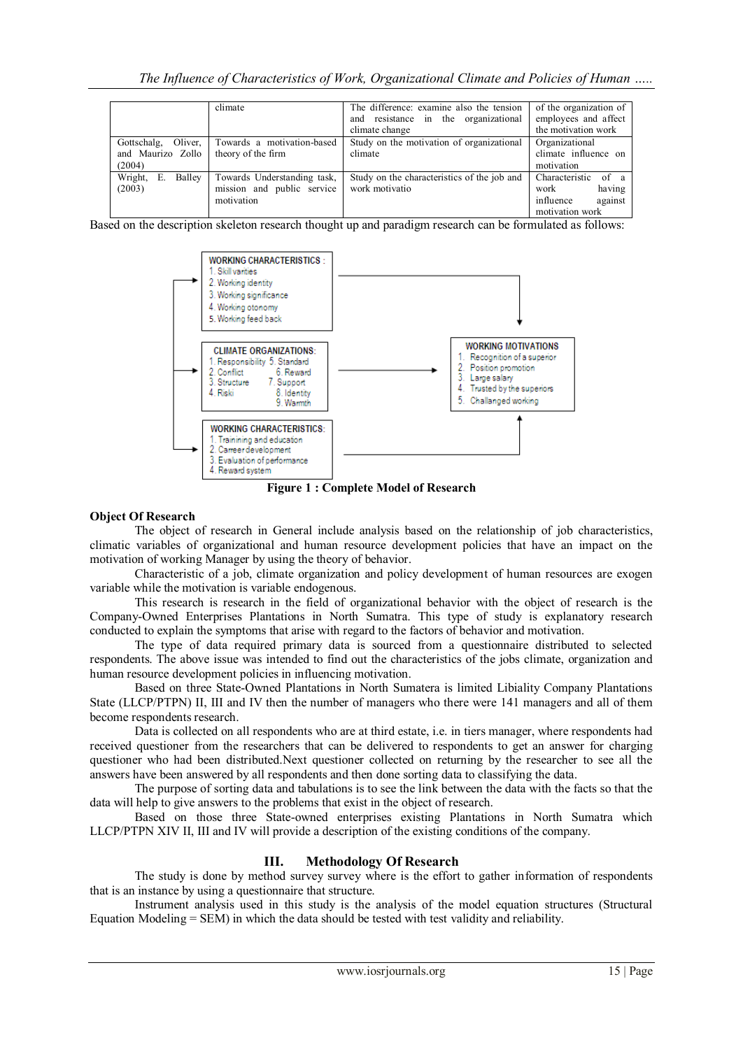|  | climate | The difference: examine also the tension and resistance in the organizational climate change | of the organization of employees and affect the motivation work |
|---|---|---|---|
| Gottschalg, Oliver, and Maurizo Zollo (2004) | Towards a motivation-based theory of the firm | Study on the motivation of organizational climate | Organizational climate influence on motivation |
| Wright, E. Balley (2003) | Towards Understanding task, mission and public service motivation | Study on the characteristics of the job and work motivatio | Characteristic of a work having influence against motivation work |

Based on the description skeleton research thought up and paradigm research can be formulated as follows:

WORKING CHARACTERISTICS :
1. Skill varities
2. Working identity
3. Working significance
4. Working otonomy
5. Working feed back

CLIMATE ORGANIZATIONS:
1. Responsibility
2. Conflict
3. Structure
4. Riski
5. Standard
6. Reward
7. Support
8. Identity
9. Warmth

WORKING CHARACTERISTICS:
1. Trainning and education
2. Carreer development
3. Evaluation of performance
4. Reward system

WORKING MOTIVATIONS
1. Recognition of a superior
2. Position promotion
3. Large salary
4. Trusted by the superiors
5. Challanged working

**Figure 1 : Complete Model of Research**

**Object Of Research**

The object of research in General include analysis based on the relationship of job characteristics, climatic variables of organizational and human resource development policies that have an impact on the motivation of working Manager by using the theory of behavior.

Characteristic of a job, climate organization and policy development of human resources are exogen variable while the motivation is variable endogenous.

This research is research in the field of organizational behavior with the object of research is the Company-Owned Enterprises Plantations in North Sumatra. This type of study is explanatory research conducted to explain the symptoms that arise with regard to the factors of behavior and motivation.

The type of data required primary data is sourced from a questionnaire distributed to selected respondents. The above issue was intended to find out the characteristics of the jobs climate, organization and human resource development policies in influencing motivation.

Based on three State-Owned Plantations in North Sumatera is limited Libiality Company Plantations State (LLCP/PTPN) II, III and IV then the number of managers who there were 141 managers and all of them become respondents research.

Data is collected on all respondents who are at third estate, i.e. in tiers manager, where respondents had received questioner from the researchers that can be delivered to respondents to get an answer for charging questioner who had been distributed.Next questioner collected on returning by the researcher to see all the answers have been answered by all respondents and then done sorting data to classifying the data.

The purpose of sorting data and tabulations is to see the link between the data with the facts so that the data will help to give answers to the problems that exist in the object of research.

Based on those three State-owned enterprises existing Plantations in North Sumatra which LLCP/PTPN XIV II, III and IV will provide a description of the existing conditions of the company.

## III. Methodology Of Research

The study is done by method survey survey where is the effort to gather information of respondents that is an instance by using a questionnaire that structure.

Instrument analysis used in this study is the analysis of the model equation structures (Structural Equation Modeling = SEM) in which the data should be tested with test validity and reliability.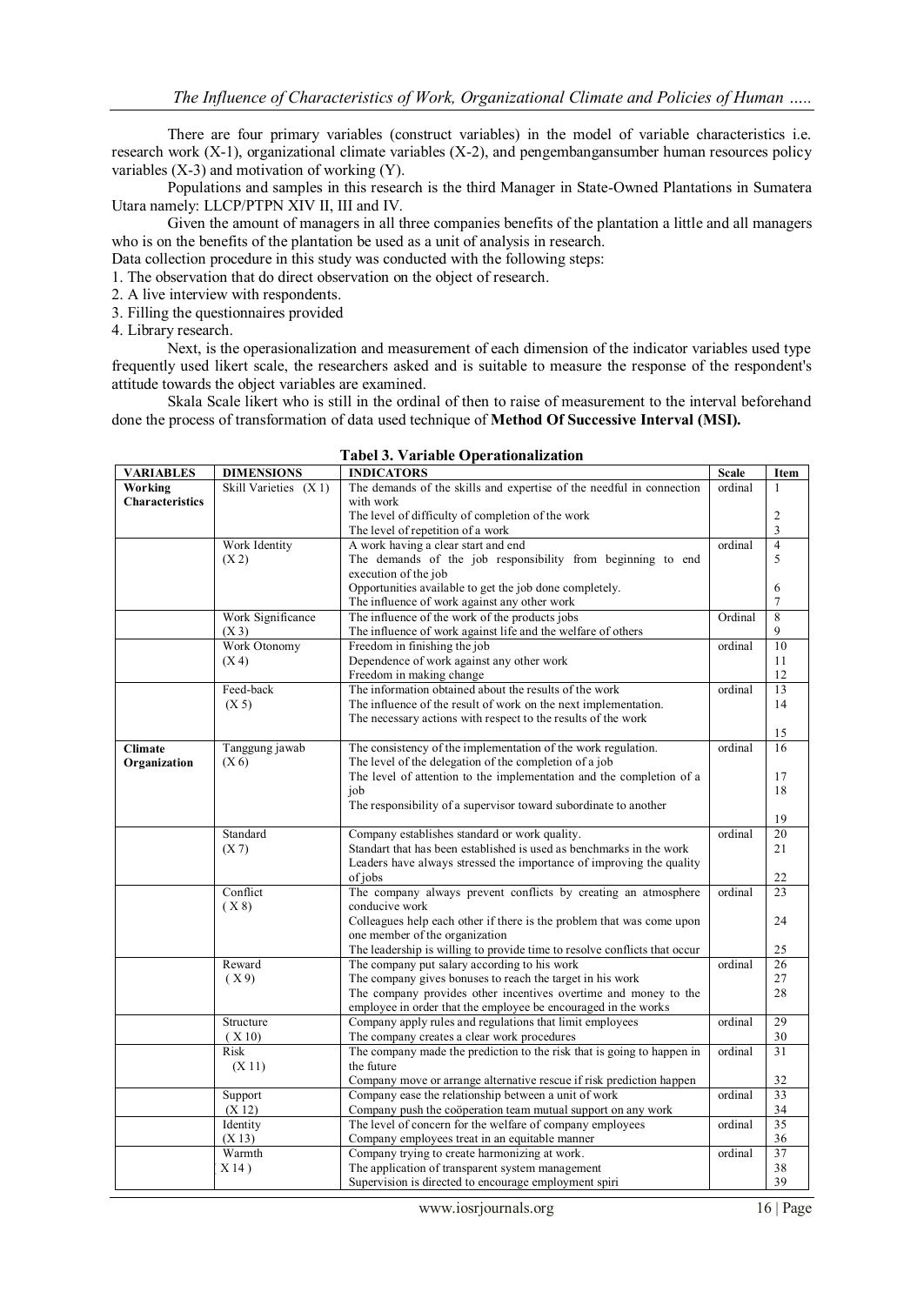There are four primary variables (construct variables) in the model of variable characteristics i.e. research work (X-1), organizational climate variables (X-2), and pengembangansumber human resources policy variables (X-3) and motivation of working (Y).

Populations and samples in this research is the third Manager in State-Owned Plantations in Sumatera Utara namely: LLCP/PTPN XIV II, III and IV.

Given the amount of managers in all three companies benefits of the plantation a little and all managers who is on the benefits of the plantation be used as a unit of analysis in research.

Data collection procedure in this study was conducted with the following steps:

1. The observation that do direct observation on the object of research.
2. A live interview with respondents.
3. Filling the questionnaires provided
4. Library research.

Next, is the operasionalization and measurement of each dimension of the indicator variables used type frequently used likert scale, the researchers asked and is suitable to measure the response of the respondent's attitude towards the object variables are examined.

Skala Scale likert who is still in the ordinal of then to raise of measurement to the interval beforehand done the process of transformation of data used technique of **Method Of Successive Interval (MSI).**

**Tabel 3. Variable Operationalization**

| VARIABLES | DIMENSIONS | INDICATORS | Scale | Item |
|---|---|---|---|---|
| **Working Characteristics** | Skill Varieties (X 1) | The demands of the skills and expertise of the needful in connection with work | ordinal | 1 |
| | | The level of difficulty of completion of the work | | 2 |
| | | The level of repetition of a work | | 3 |
| | Work Identity (X 2) | A work having a clear start and end | ordinal | 4 |
| | | The demands of the job responsibility from beginning to end execution of the job | | 5 |
| | | Opportunities available to get the job done completely. | | 6 |
| | | The influence of work against any other work | | 7 |
| | Work Significance (X 3) | The influence of the work of the products jobs | Ordinal | 8 |
| | | The influence of work against life and the welfare of others | | 9 |
| | Work Otonomy (X 4) | Freedom in finishing the job | ordinal | 10 |
| | | Dependence of work against any other work | | 11 |
| | | Freedom in making change | | 12 |
| | Feed-back (X 5) | The information obtained about the results of the work | ordinal | 13 |
| | | The influence of the result of work on the next implementation. | | 14 |
| | | The necessary actions with respect to the results of the work | | 15 |
| **Climate Organization** | Tanggung jawab (X 6) | The consistency of the implementation of the work regulation. | ordinal | 16 |
| | | The level of the delegation of the completion of a job | | 17 |
| | | The level of attention to the implementation and the completion of a job | | 18 |
| | | The responsibility of a supervisor toward subordinate to another | | 19 |
| | Standard (X 7) | Company establishes standard or work quality. | ordinal | 20 |
| | | Standart that has been established is used as benchmarks in the work | | 21 |
| | | Leaders have always stressed the importance of improving the quality of jobs | | 22 |
| | Conflict ( X 8) | The company always prevent conflicts by creating an atmosphere conducive work | ordinal | 23 |
| | | Colleagues help each other if there is the problem that was come upon one member of the organization | | 24 |
| | | The leadership is willing to provide time to resolve conflicts that occur | | 25 |
| | Reward ( X 9) | The company put salary according to his work | ordinal | 26 |
| | | The company gives bonuses to reach the target in his work | | 27 |
| | | The company provides other incentives overtime and money to the employee in order that the employee be encouraged in the works | | 28 |
| | Structure ( X 10) | Company apply rules and regulations that limit employees | ordinal | 29 |
| | | The company creates a clear work procedures | | 30 |
| | Risk (X 11) | The company made the prediction to the risk that is going to happen in the future | ordinal | 31 |
| | | Company move or arrange alternative rescue if risk prediction happen | | 32 |
| | Support (X 12) | Company ease the relationship between a unit of work | ordinal | 33 |
| | | Company push the coöperation team mutual support on any work | | 34 |
| | Identity (X 13) | The level of concern for the welfare of company employees | ordinal | 35 |
| | | Company employees treat in an equitable manner | | 36 |
| | Warmth (X 14 ) | Company trying to create harmonizing at work. | ordinal | 37 |
| | | The application of transparent system management | | 38 |
| | | Supervision is directed to encourage employment spiri | | 39 |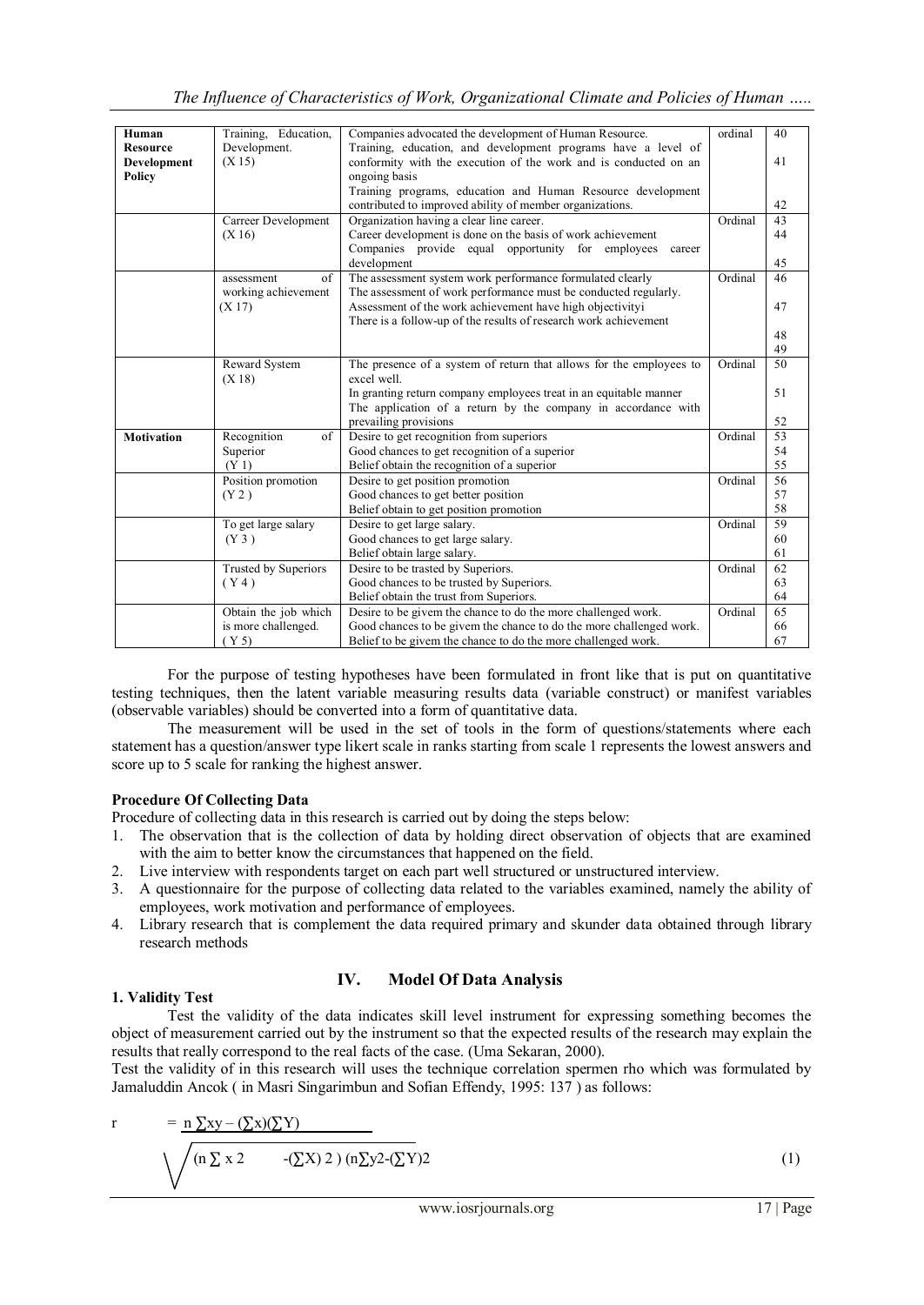| Human Resource Development Policy | Training, Education, Development. (X 15) | Companies advocated the development of Human Resource. Training, education, and development programs have a level of conformity with the execution of the work and is conducted on an ongoing basis Training programs, education and Human Resource development contributed to improved ability of member organizations. | ordinal | 40 41 42 |
|---|---|---|---|---|
| | Carreer Development (X 16) | Organization having a clear line career. Career development is done on the basis of work achievement Companies provide equal opportunity for employees career development | Ordinal | 43 44 45 |
| | assessment of working achievement (X 17) | The assessment system work performance formulated clearly The assessment of work performance must be conducted regularly. Assessment of the work achievement have high objectivityi There is a follow-up of the results of research work achievement | Ordinal | 46 47 48 49 |
| | Reward System (X 18) | The presence of a system of return that allows for the employees to excel well. In granting return company employees treat in an equitable manner The application of a return by the company in accordance with prevailing provisions | Ordinal | 50 51 52 |
| Motivation | Recognition of Superior (Y 1) | Desire to get recognition from superiors Good chances to get recognition of a superior Belief obtain the recognition of a superior | Ordinal | 53 54 55 |
| | Position promotion (Y 2 ) | Desire to get position promotion Good chances to get better position Belief obtain to get position promotion | Ordinal | 56 57 58 |
| | To get large salary (Y 3 ) | Desire to get large salary. Good chances to get large salary. Belief obtain large salary. | Ordinal | 59 60 61 |
| | Trusted by Superiors ( Y 4 ) | Desire to be trasted by Superiors. Good chances to be trusted by Superiors. Belief obtain the trust from Superiors. | Ordinal | 62 63 64 |
| | Obtain the job which is more challenged. ( Y 5) | Desire to be givem the chance to do the more challenged work. Good chances to be givem the chance to do the more challenged work. Belief to be givem the chance to do the more challenged work. | Ordinal | 65 66 67 |

For the purpose of testing hypotheses have been formulated in front like that is put on quantitative testing techniques, then the latent variable measuring results data (variable construct) or manifest variables (observable variables) should be converted into a form of quantitative data.

The measurement will be used in the set of tools in the form of questions/statements where each statement has a question/answer type likert scale in ranks starting from scale 1 represents the lowest answers and score up to 5 scale for ranking the highest answer.

**Procedure Of Collecting Data**

Procedure of collecting data in this research is carried out by doing the steps below:

1. The observation that is the collection of data by holding direct observation of objects that are examined with the aim to better know the circumstances that happened on the field.
2. Live interview with respondents target on each part well structured or unstructured interview.
3. A questionnaire for the purpose of collecting data related to the variables examined, namely the ability of employees, work motivation and performance of employees.
4. Library research that is complement the data required primary and skunder data obtained through library research methods

## IV. Model Of Data Analysis

**1. Validity Test**

Test the validity of the data indicates skill level instrument for expressing something becomes the object of measurement carried out by the instrument so that the expected results of the research may explain the results that really correspond to the real facts of the case. (Uma Sekaran, 2000).

Test the validity of in this research will uses the technique correlation spermen rho which was formulated by Jamaluddin Ancok ( in Masri Singarimbun and Sofian Effendy, 1995: 137 ) as follows:

$$r = \frac{n \sum xy - (\sum x)(\sum Y)}{\sqrt{(n \sum x^2 - (\sum X)^2)(n \sum y^2 - (\sum Y)^2}} \quad (1)$$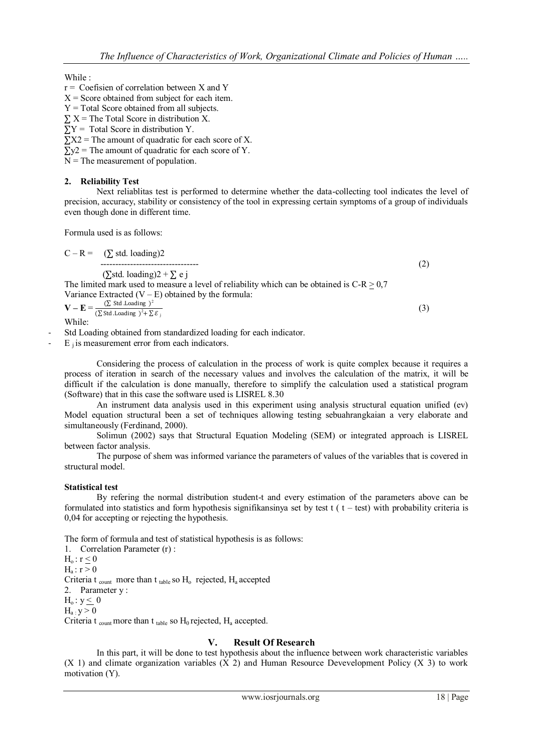While :

r = Coefisien of correlation between X and Y

X = Score obtained from subject for each item.

Y = Total Score obtained from all subjects.

$\sum X$ = The Total Score in distribution X.

$\sum Y$ = Total Score in distribution Y.

$\sum X2$ = The amount of quadratic for each score of X.

$\sum y2$ = The amount of quadratic for each score of Y.

N = The measurement of population.

**2. Reliability Test**

Next reliablitas test is performed to determine whether the data-collecting tool indicates the level of precision, accuracy, stability or consistency of the tool in expressing certain symptoms of a group of individuals even though done in different time.

Formula used is as follows:

$$C - R = \frac{(\sum \text{std. loading})2}{(\sum \text{std. loading})2 + \sum e\, j} \quad (2)$$

The limited mark used to measure a level of reliability which can be obtained is C-R $\geq$ 0,7

Variance Extracted (V – E) obtained by the formula:

$$\mathbf{V - E} = \frac{(\sum \text{Std .Loading })^2}{(\sum \text{Std .Loading })^2 + \sum \varepsilon_j} \quad (3)$$

While:

- Std Loading obtained from standardized loading for each indicator.
- $E_j$ is measurement error from each indicators.

Considering the process of calculation in the process of work is quite complex because it requires a process of iteration in search of the necessary values and involves the calculation of the matrix, it will be difficult if the calculation is done manually, therefore to simplify the calculation used a statistical program (Software) that in this case the software used is LISREL 8.30

An instrument data analysis used in this experiment using analysis structural equation unified (ev) Model equation structural been a set of techniques allowing testing sebuahrangkaian a very elaborate and simultaneously (Ferdinand, 2000).

Solimun (2002) says that Structural Equation Modeling (SEM) or integrated approach is LISREL between factor analysis.

The purpose of shem was informed variance the parameters of values of the variables that is covered in structural model.

**Statistical test**

By refering the normal distribution student-t and every estimation of the parameters above can be formulated into statistics and form hypothesis signifikansinya set by test t ( t – test) with probability criteria is 0,04 for accepting or rejecting the hypothesis.

The form of formula and test of statistical hypothesis is as follows:

1. Correlation Parameter (r) :

$H_o : r \leq 0$

$H_a : r > 0$

Criteria $t_{count}$ more than $t_{table}$ so $H_o$ rejected, $H_a$ accepted

2. Parameter y :

$H_o : y \leq 0$

$H_a : y > 0$

Criteria $t_{count}$ more than $t_{table}$ so $H_0$ rejected, $H_a$ accepted.

## V. Result Of Research

In this part, it will be done to test hypothesis about the influence between work characteristic variables (X 1) and climate organization variables (X 2) and Human Resource Devevelopment Policy (X 3) to work motivation (Y).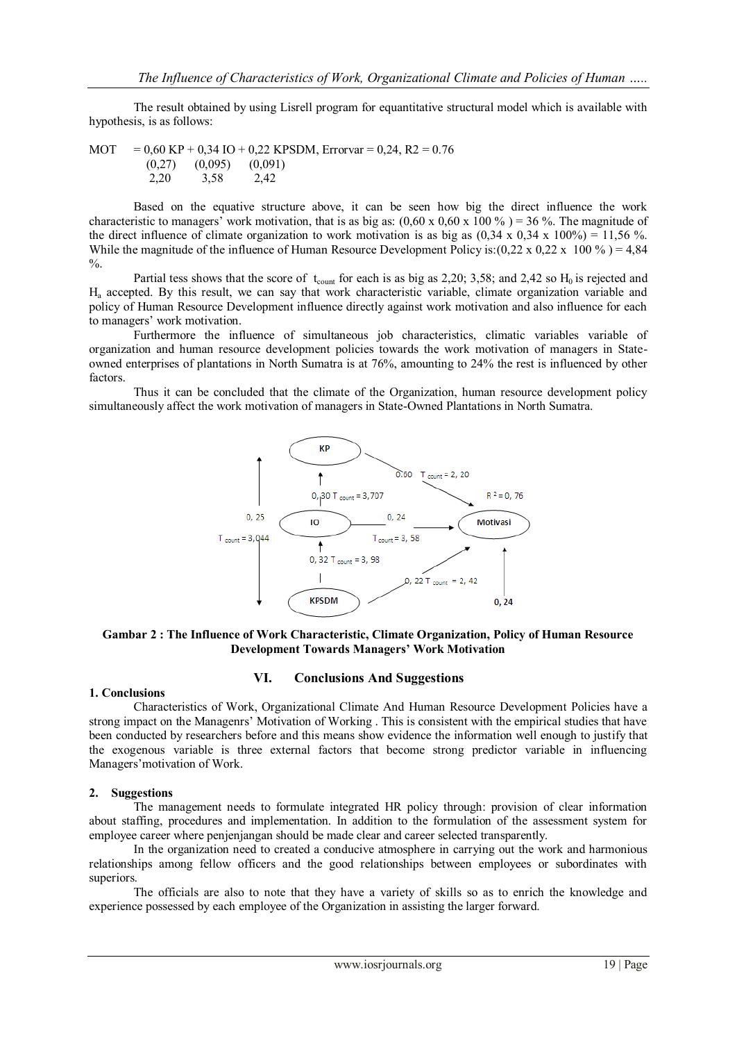The result obtained by using Lisrell program for equantitative structural model which is available with hypothesis, is as follows:

MOT = 0,60 KP + 0,34 IO + 0,22 KPSDM, Errorvar = 0,24, R2 = 0.76
(0,27) (0,095) (0,091)
2,20 3,58 2,42

Based on the equative structure above, it can be seen how big the direct influence the work characteristic to managers' work motivation, that is as big as: (0,60 x 0,60 x 100 % ) = 36 %. The magnitude of the direct influence of climate organization to work motivation is as big as (0,34 x 0,34 x 100%) = 11,56 %. While the magnitude of the influence of Human Resource Development Policy is:(0,22 x 0,22 x 100 % ) = 4,84 %.

Partial tess shows that the score of $t_{count}$ for each is as big as 2,20; 3,58; and 2,42 so $H_0$ is rejected and $H_a$ accepted. By this result, we can say that work characteristic variable, climate organization variable and policy of Human Resource Development influence directly against work motivation and also influence for each to managers' work motivation.

Furthermore the influence of simultaneous job characteristics, climatic variables variable of organization and human resource development policies towards the work motivation of managers in State-owned enterprises of plantations in North Sumatra is at 76%, amounting to 24% the rest is influenced by other factors.

Thus it can be concluded that the climate of the Organization, human resource development policy simultaneously affect the work motivation of managers in State-Owned Plantations in North Sumatra.

**Gambar 2 : The Influence of Work Characteristic, Climate Organization, Policy of Human Resource Development Towards Managers' Work Motivation**

## VI. Conclusions And Suggestions

### 1. Conclusions

Characteristics of Work, Organizational Climate And Human Resource Development Policies have a strong impact on the Managenrs' Motivation of Working . This is consistent with the empirical studies that have been conducted by researchers before and this means show evidence the information well enough to justify that the exogenous variable is three external factors that become strong predictor variable in influencing Managers'motivation of Work.

### 2. Suggestions

The management needs to formulate integrated HR policy through: provision of clear information about staffing, procedures and implementation. In addition to the formulation of the assessment system for employee career where penjenjangan should be made clear and career selected transparently.

In the organization need to created a conducive atmosphere in carrying out the work and harmonious relationships among fellow officers and the good relationships between employees or subordinates with superiors.

The officials are also to note that they have a variety of skills so as to enrich the knowledge and experience possessed by each employee of the Organization in assisting the larger forward.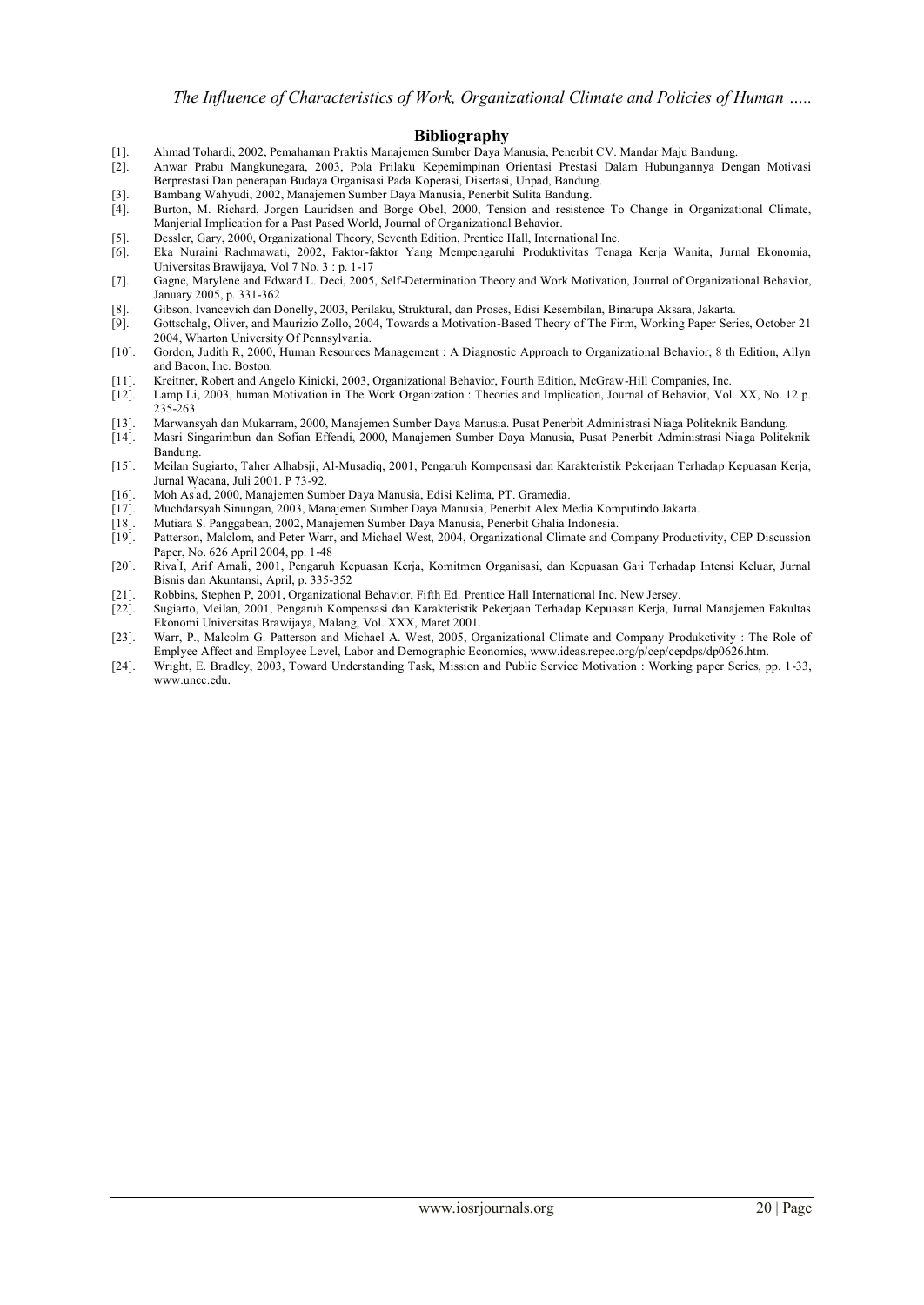## Bibliography

[1]. Ahmad Tohardi, 2002, Pemahaman Praktis Manajemen Sumber Daya Manusia, Penerbit CV. Mandar Maju Bandung.

[2]. Anwar Prabu Mangkunegara, 2003, Pola Prilaku Kepemimpinan Orientasi Prestasi Dalam Hubungannya Dengan Motivasi Berprestasi Dan penerapan Budaya Organisasi Pada Koperasi, Disertasi, Unpad, Bandung.

[3]. Bambang Wahyudi, 2002, Manajemen Sumber Daya Manusia, Penerbit Sulita Bandung.

[4]. Burton, M. Richard, Jorgen Lauridsen and Borge Obel, 2000, Tension and resistence To Change in Organizational Climate, Manjerial Implication for a Past Pased World, Journal of Organizational Behavior.

[5]. Dessler, Gary, 2000, Organizational Theory, Seventh Edition, Prentice Hall, International Inc.

[6]. Eka Nuraini Rachmawati, 2002, Faktor-faktor Yang Mempengaruhi Produktivitas Tenaga Kerja Wanita, Jurnal Ekonomia, Universitas Brawijaya, Vol 7 No. 3 : p. 1-17

[7]. Gagne, Marylene and Edward L. Deci, 2005, Self-Determination Theory and Work Motivation, Journal of Organizational Behavior, January 2005, p. 331-362

[8]. Gibson, Ivancevich dan Donelly, 2003, Perilaku, Struktural, dan Proses, Edisi Kesembilan, Binarupa Aksara, Jakarta.

[9]. Gottschalg, Oliver, and Maurizio Zollo, 2004, Towards a Motivation-Based Theory of The Firm, Working Paper Series, October 21 2004, Wharton University Of Pennsylvania.

[10]. Gordon, Judith R, 2000, Human Resources Management : A Diagnostic Approach to Organizational Behavior, 8 th Edition, Allyn and Bacon, Inc. Boston.

[11]. Kreitner, Robert and Angelo Kinicki, 2003, Organizational Behavior, Fourth Edition, McGraw-Hill Companies, Inc.

[12]. Lamp Li, 2003, human Motivation in The Work Organization : Theories and Implication, Journal of Behavior, Vol. XX, No. 12 p. 235-263

[13]. Marwansyah dan Mukarram, 2000, Manajemen Sumber Daya Manusia. Pusat Penerbit Administrasi Niaga Politeknik Bandung.

[14]. Masri Singarimbun dan Sofian Effendi, 2000, Manajemen Sumber Daya Manusia, Pusat Penerbit Administrasi Niaga Politeknik Bandung.

[15]. Meilan Sugiarto, Taher Alhabsji, Al-Musadiq, 2001, Pengaruh Kompensasi dan Karakteristik Pekerjaan Terhadap Kepuasan Kerja, Jurnal Wacana, Juli 2001. P 73-92.

[16]. Moh As ad, 2000, Manajemen Sumber Daya Manusia, Edisi Kelima, PT. Gramedia.

[17]. Muchdarsyah Sinungan, 2003, Manajemen Sumber Daya Manusia, Penerbit Alex Media Komputindo Jakarta.

[18]. Mutiara S. Panggabean, 2002, Manajemen Sumber Daya Manusia, Penerbit Ghalia Indonesia.

[19]. Patterson, Malclom, and Peter Warr, and Michael West, 2004, Organizational Climate and Company Productivity, CEP Discussion Paper, No. 626 April 2004, pp. 1-48

[20]. Riva'I, Arif Amali, 2001, Pengaruh Kepuasan Kerja, Komitmen Organisasi, dan Kepuasan Gaji Terhadap Intensi Keluar, Jurnal Bisnis dan Akuntansi, April, p. 335-352

[21]. Robbins, Stephen P, 2001, Organizational Behavior, Fifth Ed. Prentice Hall International Inc. New Jersey.

[22]. Sugiarto, Meilan, 2001, Pengaruh Kompensasi dan Karakteristik Pekerjaan Terhadap Kepuasan Kerja, Jurnal Manajemen Fakultas Ekonomi Universitas Brawijaya, Malang, Vol. XXX, Maret 2001.

[23]. Warr, P., Malcolm G. Patterson and Michael A. West, 2005, Organizational Climate and Company Produkctivity : The Role of Emplyee Affect and Employee Level, Labor and Demographic Economics, www.ideas.repec.org/p/cep/cepdps/dp0626.htm.

[24]. Wright, E. Bradley, 2003, Toward Understanding Task, Mission and Public Service Motivation : Working paper Series, pp. 1-33, www.uncc.edu.